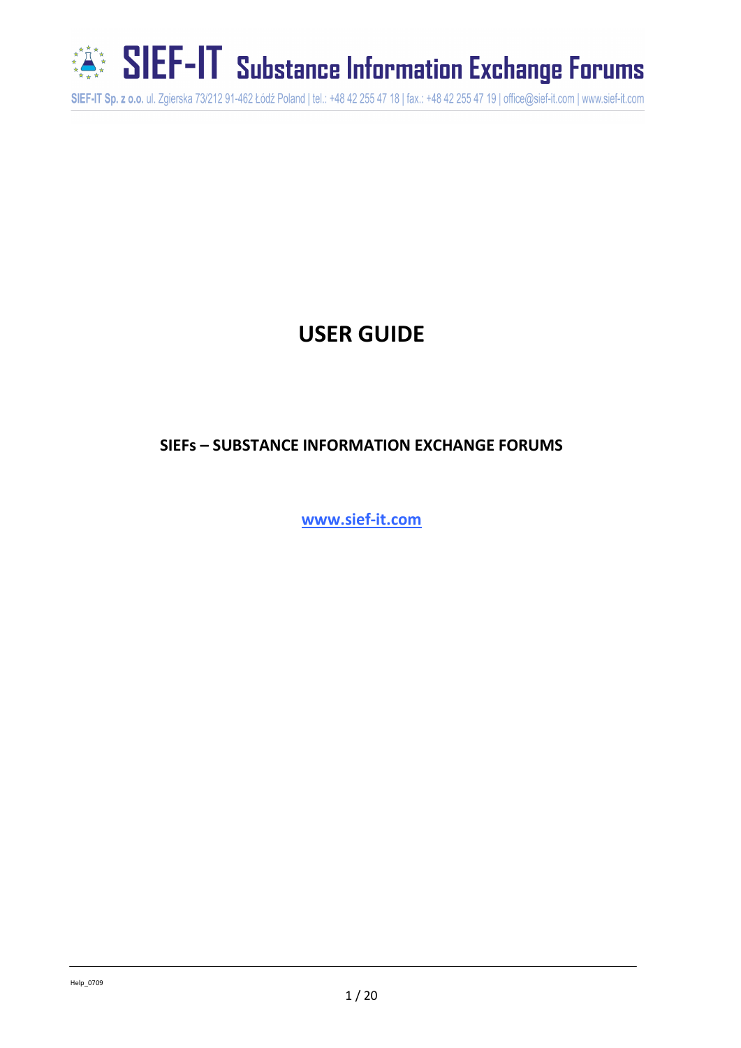# USER GUIDE

## SIEFs – SUBSTANCE INFORMATION EXCHANGE FORUMS

[www.sief-it.com](http://www.sief-it.com)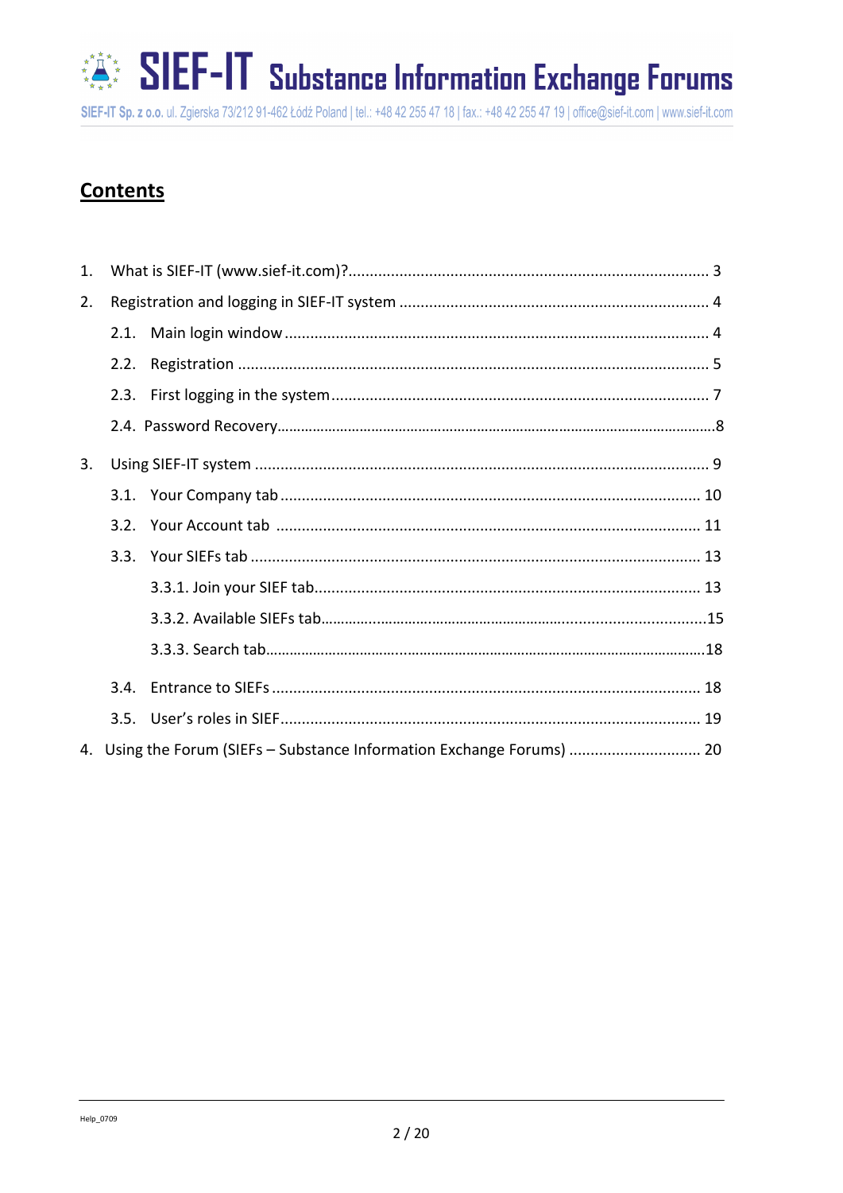## Contents

1. What is SIEF-IT (www.sief-it.com)? .......... 3
2. Registration and logging in SIEF-IT system .......... 4
   - 2.1. Main login window .......... 4
   - 2.2. Registration .......... 5
   - 2.3. First logging in the system .......... 7
   - 2.4. Password Recovery .......... 8
3. Using SIEF-IT system .......... 9
   - 3.1. Your Company tab .......... 10
   - 3.2. Your Account tab .......... 11
   - 3.3. Your SIEFs tab .......... 13
     - 3.3.1. Join your SIEF tab .......... 13
     - 3.3.2. Available SIEFs tab .......... 15
     - 3.3.3. Search tab .......... 18
   - 3.4. Entrance to SIEFs .......... 18
   - 3.5. User's roles in SIEF .......... 19
4. Using the Forum (SIEFs – Substance Information Exchange Forums) .......... 20

Help_0709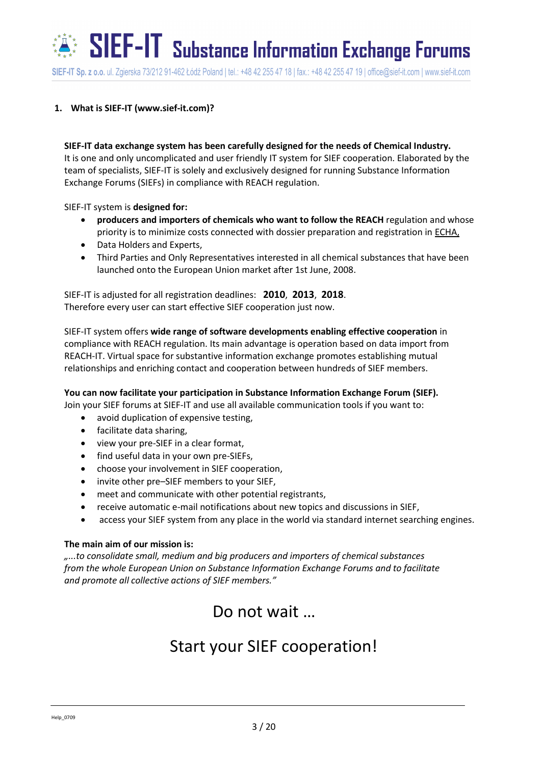## 1. What is SIEF-IT (www.sief-it.com)?

**SIEF-IT data exchange system has been carefully designed for the needs of Chemical Industry.** It is one and only uncomplicated and user friendly IT system for SIEF cooperation. Elaborated by the team of specialists, SIEF-IT is solely and exclusively designed for running Substance Information Exchange Forums (SIEFs) in compliance with REACH regulation.

SIEF-IT system is **designed for:**

- **producers and importers of chemicals who want to follow the REACH** regulation and whose priority is to minimize costs connected with dossier preparation and registration in ECHA,
- Data Holders and Experts,
- Third Parties and Only Representatives interested in all chemical substances that have been launched onto the European Union market after 1st June, 2008.

SIEF-IT is adjusted for all registration deadlines: **2010**, **2013**, **2018**.
Therefore every user can start effective SIEF cooperation just now.

SIEF-IT system offers **wide range of software developments enabling effective cooperation** in compliance with REACH regulation. Its main advantage is operation based on data import from REACH-IT. Virtual space for substantive information exchange promotes establishing mutual relationships and enriching contact and cooperation between hundreds of SIEF members.

**You can now facilitate your participation in Substance Information Exchange Forum (SIEF).**
Join your SIEF forums at SIEF-IT and use all available communication tools if you want to:

- avoid duplication of expensive testing,
- facilitate data sharing,
- view your pre-SIEF in a clear format,
- find useful data in your own pre-SIEFs,
- choose your involvement in SIEF cooperation,
- invite other pre–SIEF members to your SIEF,
- meet and communicate with other potential registrants,
- receive automatic e-mail notifications about new topics and discussions in SIEF,
- access your SIEF system from any place in the world via standard internet searching engines.

**The main aim of our mission is:**
*„...to consolidate small, medium and big producers and importers of chemical substances from the whole European Union on Substance Information Exchange Forums and to facilitate and promote all collective actions of SIEF members."*

Do not wait …

Start your SIEF cooperation!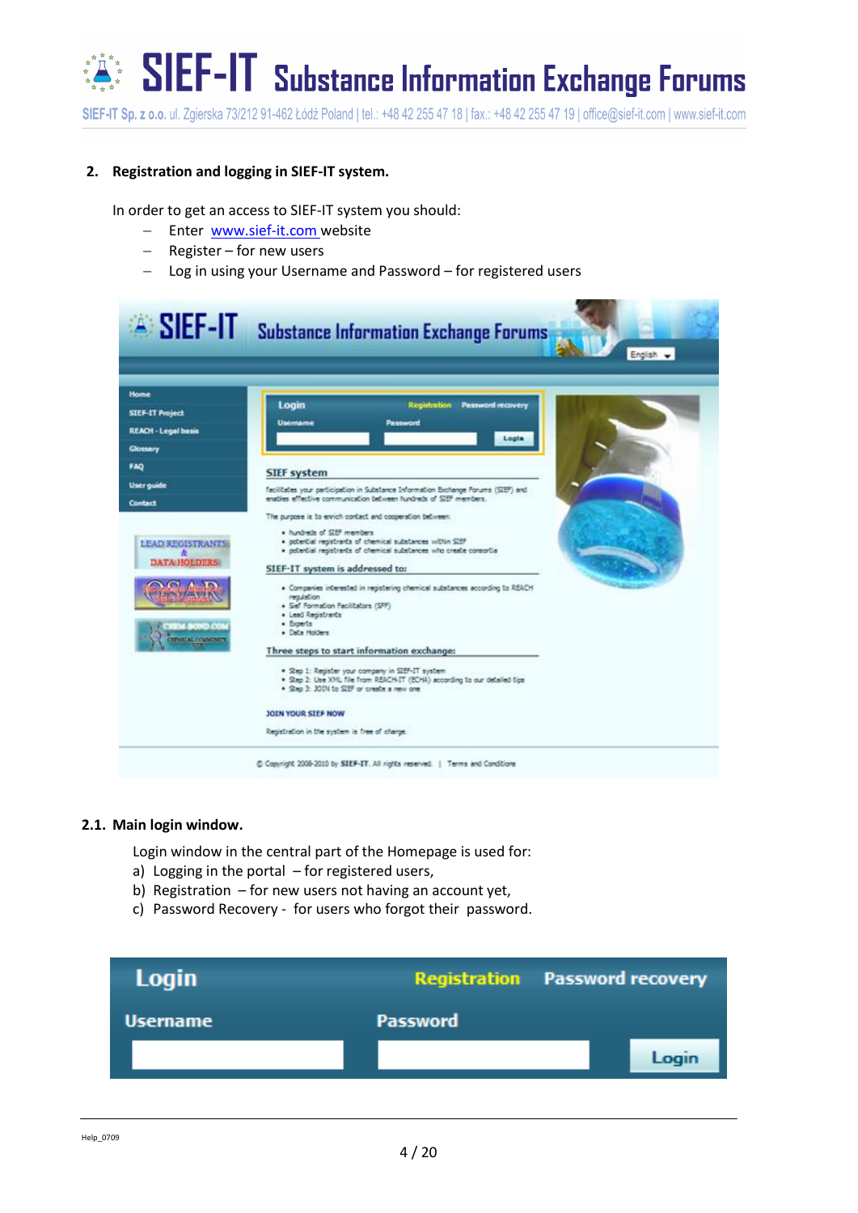## 2. Registration and logging in SIEF-IT system.

In order to get an access to SIEF-IT system you should:

- Enter www.sief-it.com website
- Register – for new users
- Log in using your Username and Password – for registered users

### 2.1. Main login window.

Login window in the central part of the Homepage is used for:

a) Logging in the portal – for registered users,
b) Registration – for new users not having an account yet,
c) Password Recovery - for users who forgot their password.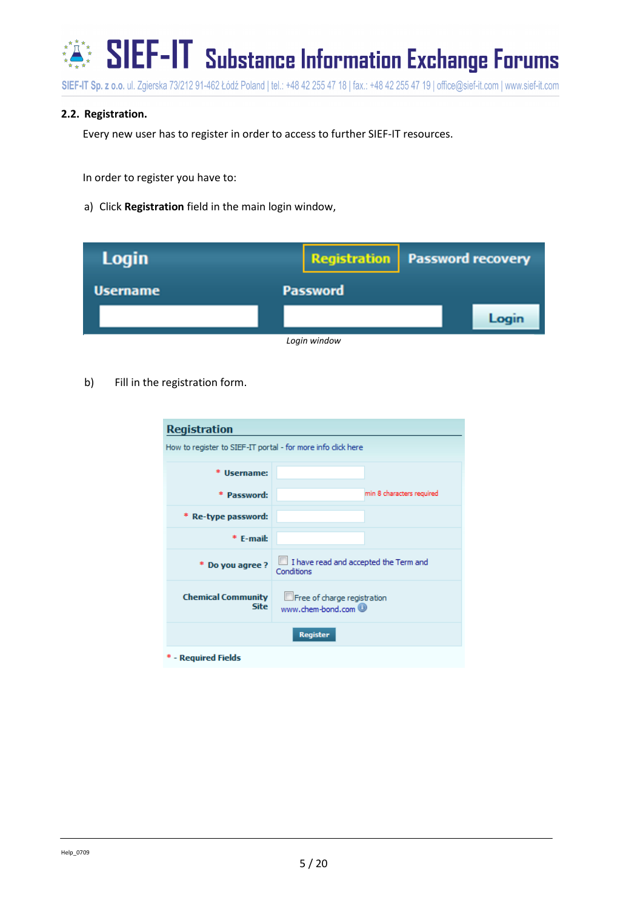### 2.2. Registration.

Every new user has to register in order to access to further SIEF-IT resources.

In order to register you have to:

a) Click **Registration** field in the main login window,

| Login | Registration | Password recovery |
|---|---|---|
| Username | Password | |
| | | Login |

*Login window*

b) Fill in the registration form.

**Registration**

How to register to SIEF-IT portal - for more info click here

| | |
|---|---|
| * Username: | |
| * Password: | min 8 characters required |
| * Re-type password: | |
| * E-mail: | |
| * Do you agree ? | I have read and accepted the Term and Conditions |
| Chemical Community Site | Free of charge registration www.chem-bond.com |
| | Register |

\* - Required Fields

Help_0709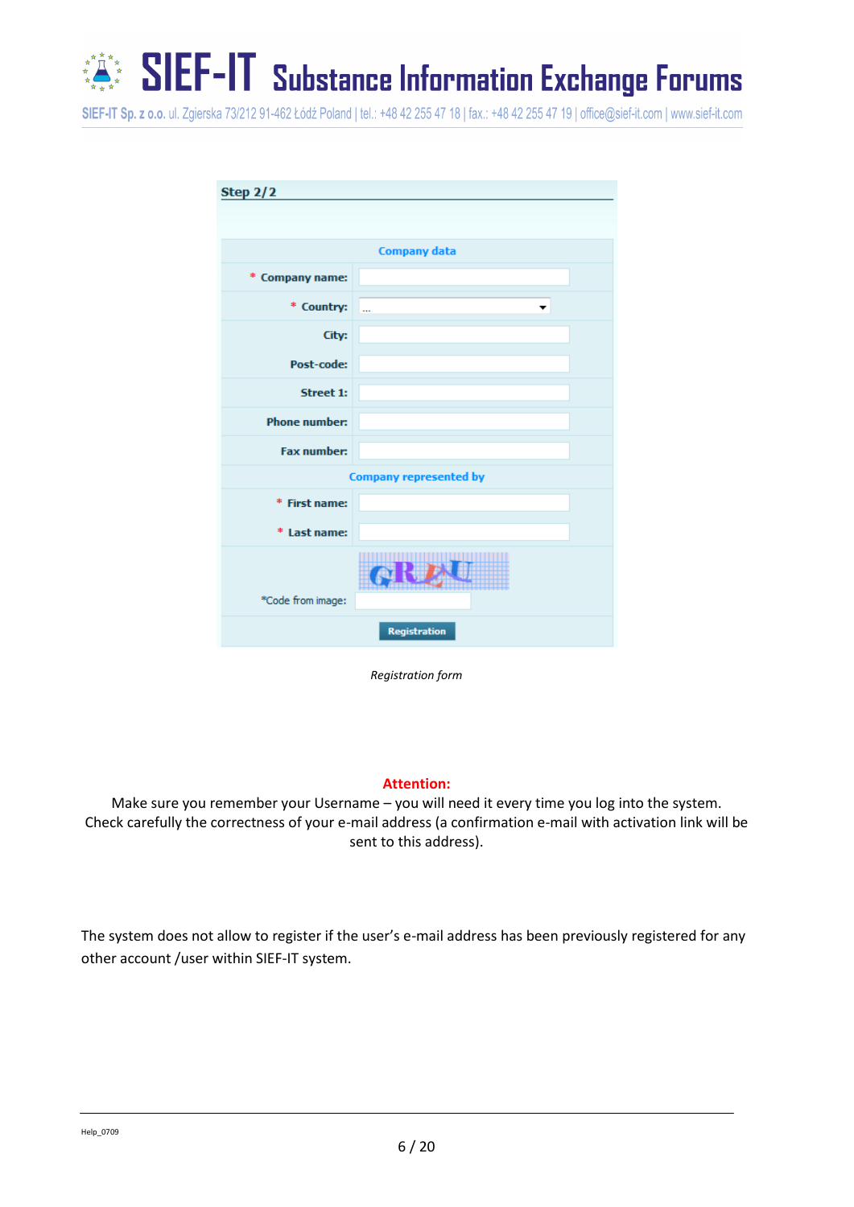**Step 2/2**

| Company data | |
|---|---|
| * Company name: | |
| * Country: | ... |
| City: | |
| Post-code: | |
| Street 1: | |
| Phone number: | |
| Fax number: | |
| **Company represented by** | |
| * First name: | |
| * Last name: | |
| *Code from image: | |
| Registration | |

*Registration form*

**Attention:**

Make sure you remember your Username – you will need it every time you log into the system.
Check carefully the correctness of your e-mail address (a confirmation e-mail with activation link will be sent to this address).

The system does not allow to register if the user's e-mail address has been previously registered for any other account /user within SIEF-IT system.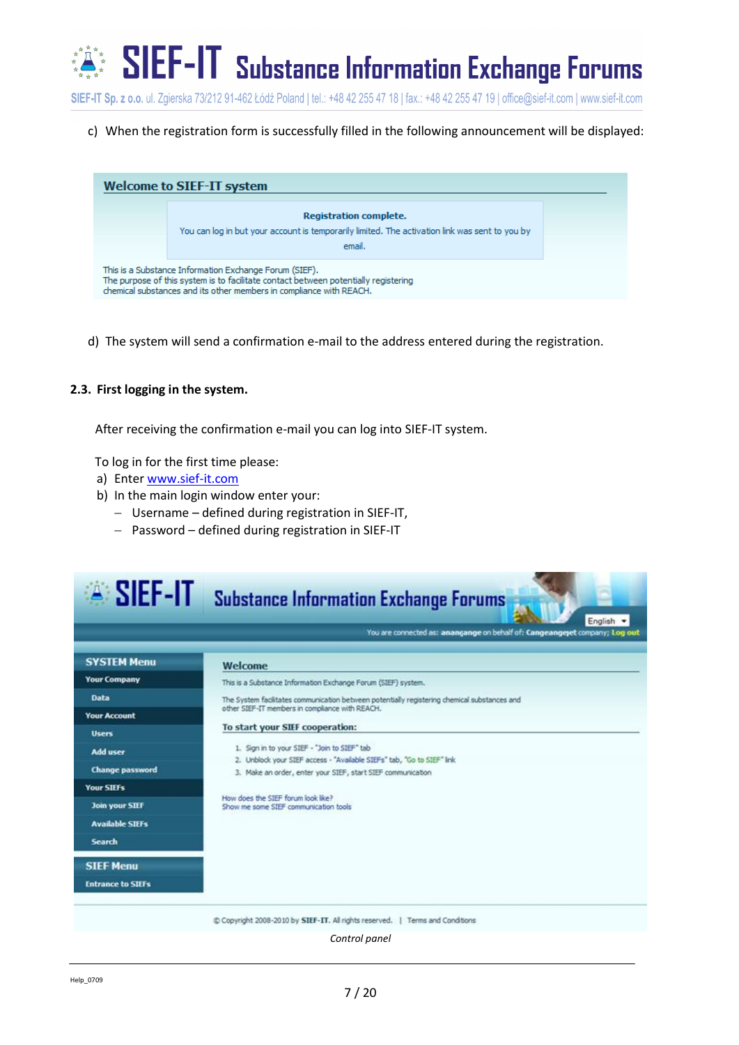c) When the registration form is successfully filled in the following announcement will be displayed:

**Welcome to SIEF-IT system**

**Registration complete.**
You can log in but your account is temporarily limited. The activation link was sent to you by email.

This is a Substance Information Exchange Forum (SIEF).
The purpose of this system is to facilitate contact between potentially registering chemical substances and its other members in compliance with REACH.

d) The system will send a confirmation e-mail to the address entered during the registration.

### 2.3. First logging in the system.

After receiving the confirmation e-mail you can log into SIEF-IT system.

To log in for the first time please:

a) Enter www.sief-it.com
b) In the main login window enter your:
   - Username – defined during registration in SIEF-IT,
   - Password – defined during registration in SIEF-IT

**SIEF-IT Substance Information Exchange Forums**

English

You are connected as: anangange on behalf of: Cangeangejet company; Log out

**SYSTEM Menu**
- Your Company
  - Data
- Your Account
  - Users
  - Add user
  - Change password
- Your SIEFs
  - Join your SIEF
  - Available SIEFs
  - Search

**SIEF Menu**
- Entrance to SIEFs

**Welcome**

This is a Substance Information Exchange Forum (SIEF) system.

The System facilitates communication between potentially registering chemical substances and other SIEF-IT members in compliance with REACH.

**To start your SIEF cooperation:**

1. Sign in to your SIEF - "Join to SIEF" tab
2. Unblock your SIEF access - "Available SIEFs" tab, "Go to SIEF" link
3. Make an order, enter your SIEF, start SIEF communication

How does the SIEF forum look like?
Show me some SIEF communication tools

© Copyright 2008-2010 by SIEF-IT. All rights reserved. | Terms and Conditions

*Control panel*

Help_0709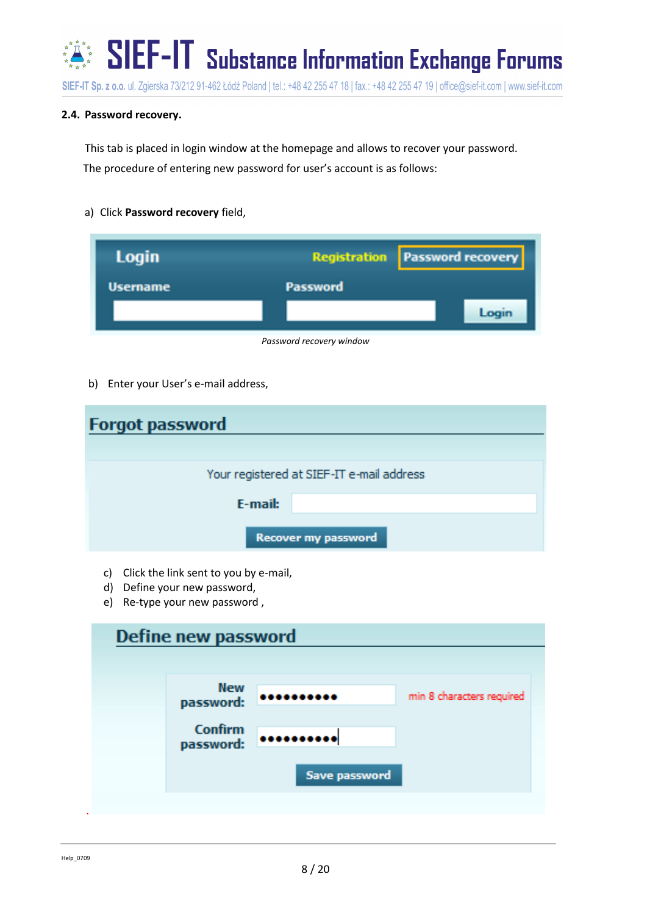## 2.4. Password recovery.

This tab is placed in login window at the homepage and allows to recover your password.
The procedure of entering new password for user's account is as follows:

a) Click **Password recovery** field,

*Password recovery window*

b) Enter your User's e-mail address,

c) Click the link sent to you by e-mail,
d) Define your new password,
e) Re-type your new password ,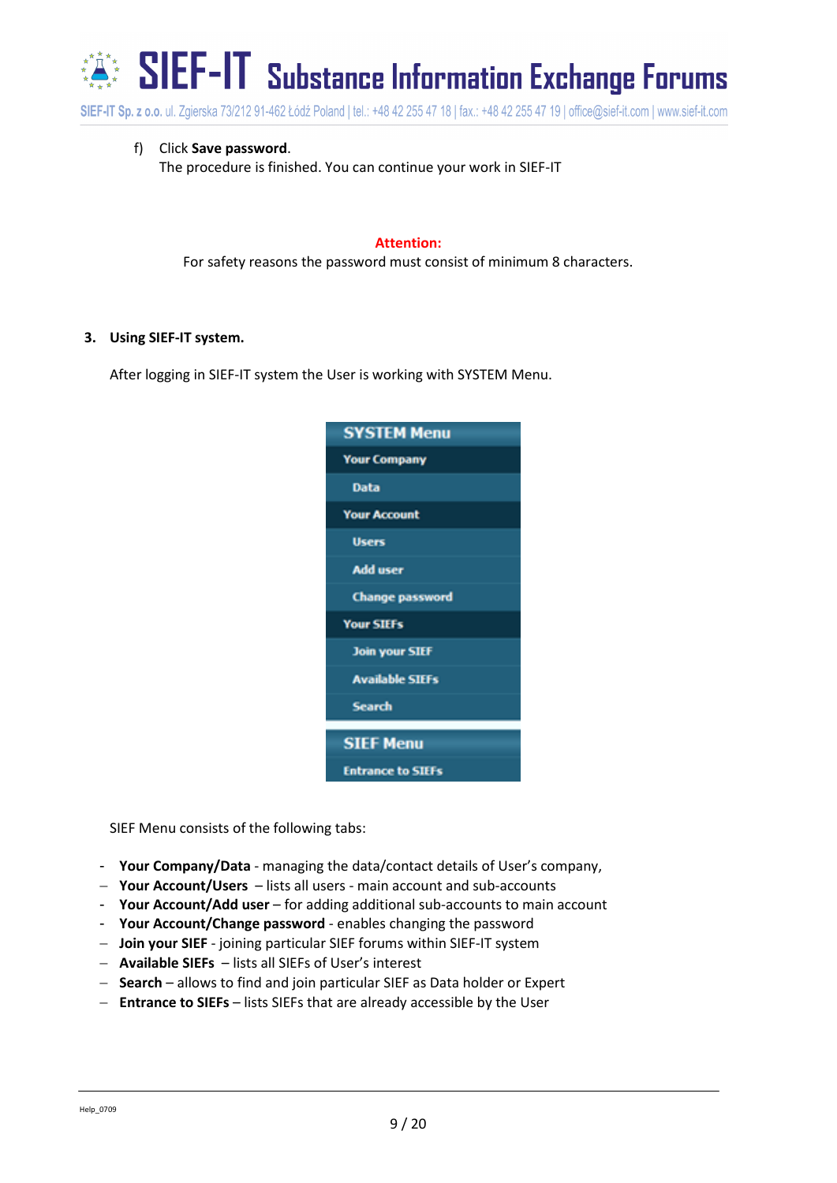f) Click **Save password**.
The procedure is finished. You can continue your work in SIEF-IT

**Attention:**
For safety reasons the password must consist of minimum 8 characters.

**3. Using SIEF-IT system.**

After logging in SIEF-IT system the User is working with SYSTEM Menu.

SYSTEM Menu
Your Company
Data
Your Account
Users
Add user
Change password
Your SIEFs
Join your SIEF
Available SIEFs
Search
SIEF Menu
Entrance to SIEFs

SIEF Menu consists of the following tabs:

- **Your Company/Data** - managing the data/contact details of User's company,
- **Your Account/Users** – lists all users - main account and sub-accounts
- **Your Account/Add user** – for adding additional sub-accounts to main account
- **Your Account/Change password** - enables changing the password
- **Join your SIEF** - joining particular SIEF forums within SIEF-IT system
- **Available SIEFs** – lists all SIEFs of User's interest
- **Search** – allows to find and join particular SIEF as Data holder or Expert
- **Entrance to SIEFs** – lists SIEFs that are already accessible by the User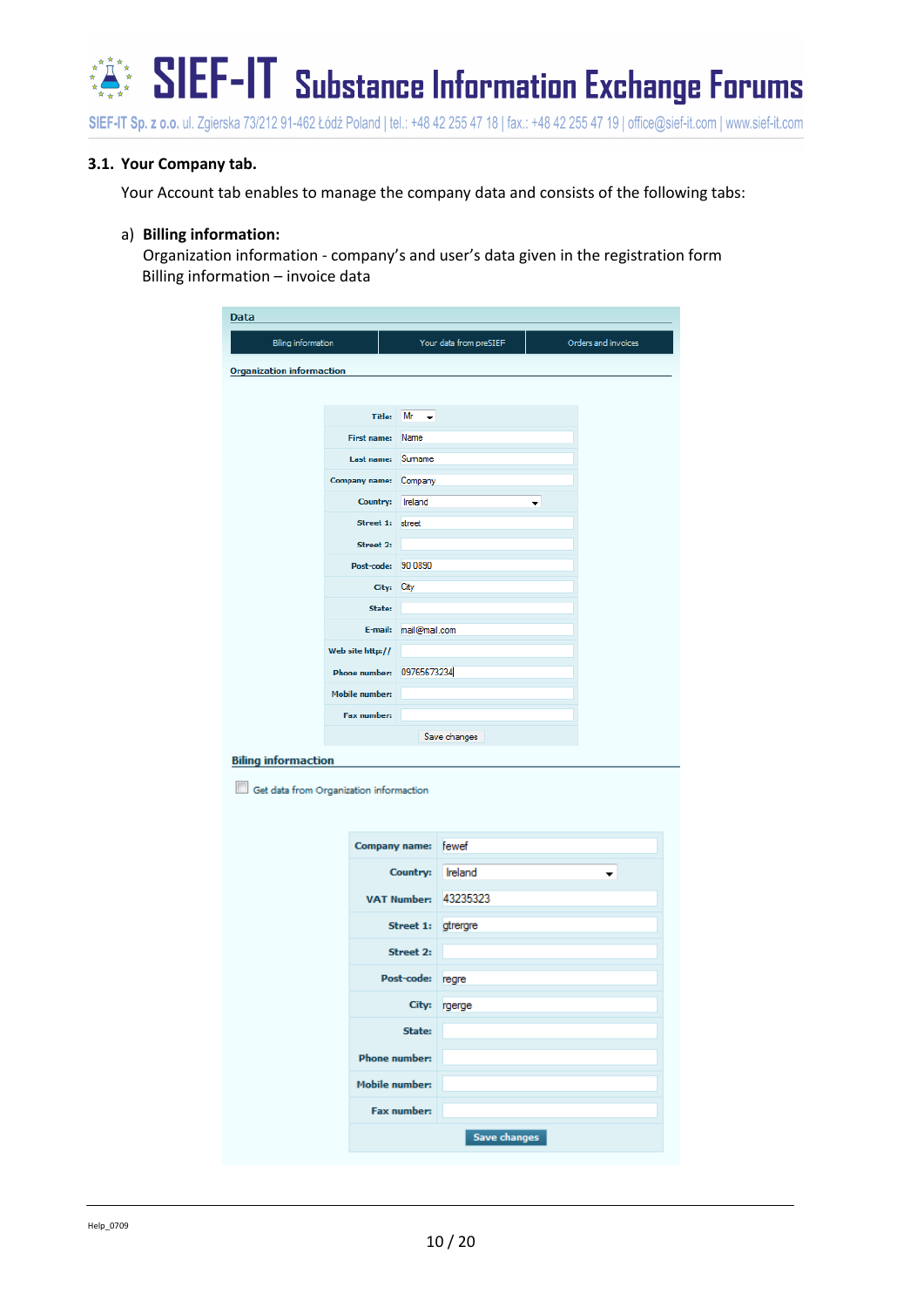### 3.1. Your Company tab.

Your Account tab enables to manage the company data and consists of the following tabs:

a) **Billing information:**
   Organization information - company's and user's data given in the registration form
   Billing information – invoice data

Data

| Biling information | Your data from preSIEF | Orders and invoices |
|---|---|---|

**Organization information**

| | |
|---|---|
| Title: | Mr |
| First name: | Name |
| Last name: | Surname |
| Company name: | Company |
| Country: | Ireland |
| Street 1: | street |
| Street 2: | |
| Post-code: | 90 0890 |
| City: | City |
| State: | |
| E-mail: | mail@mail.com |
| Web site http:// | |
| Phone number: | 09765673234 |
| Mobile number: | |
| Fax number: | |

Save changes

**Biling information**

Get data from Organization information

| | |
|---|---|
| Company name: | fewef |
| Country: | Ireland |
| VAT Number: | 43235323 |
| Street 1: | gtrergre |
| Street 2: | |
| Post-code: | regre |
| City: | rgerge |
| State: | |
| Phone number: | |
| Mobile number: | |
| Fax number: | |

Save changes

Help_0709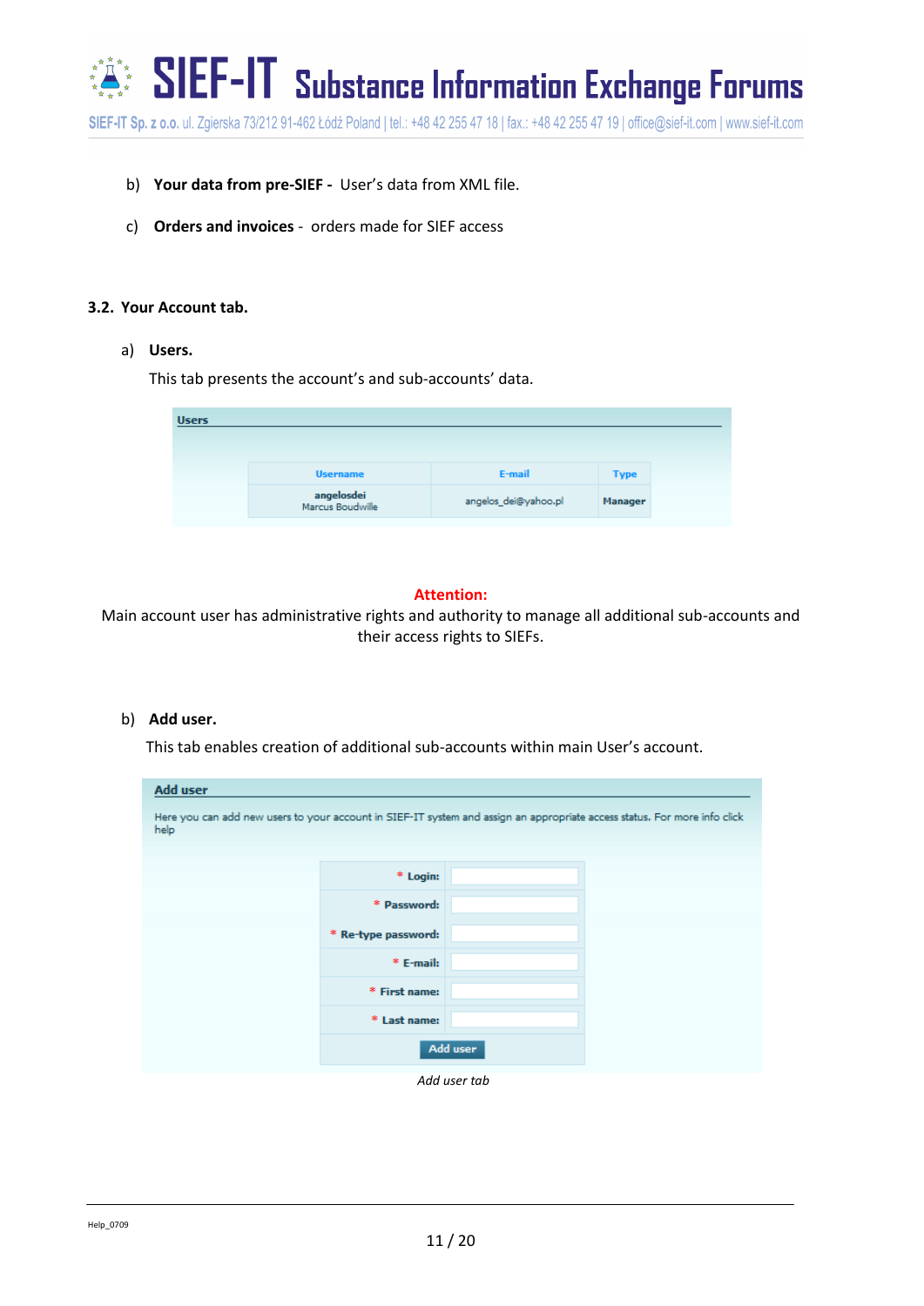b) **Your data from pre-SIEF -** User's data from XML file.

c) **Orders and invoices** - orders made for SIEF access

### 3.2. Your Account tab.

a) **Users.**

This tab presents the account's and sub-accounts' data.

**Users**

| Username | E-mail | Type |
|---|---|---|
| angelosdei Marcus Boudwille | angelos_dei@yahoo.pl | Manager |

**Attention:**

Main account user has administrative rights and authority to manage all additional sub-accounts and their access rights to SIEFs.

b) **Add user.**

This tab enables creation of additional sub-accounts within main User's account.

**Add user**

Here you can add new users to your account in SIEF-IT system and assign an appropriate access status. For more info click help

| | |
|---|---|
| * Login: | |
| * Password: | |
| * Re-type password: | |
| * E-mail: | |
| * First name: | |
| * Last name: | |
| Add user | |

*Add user tab*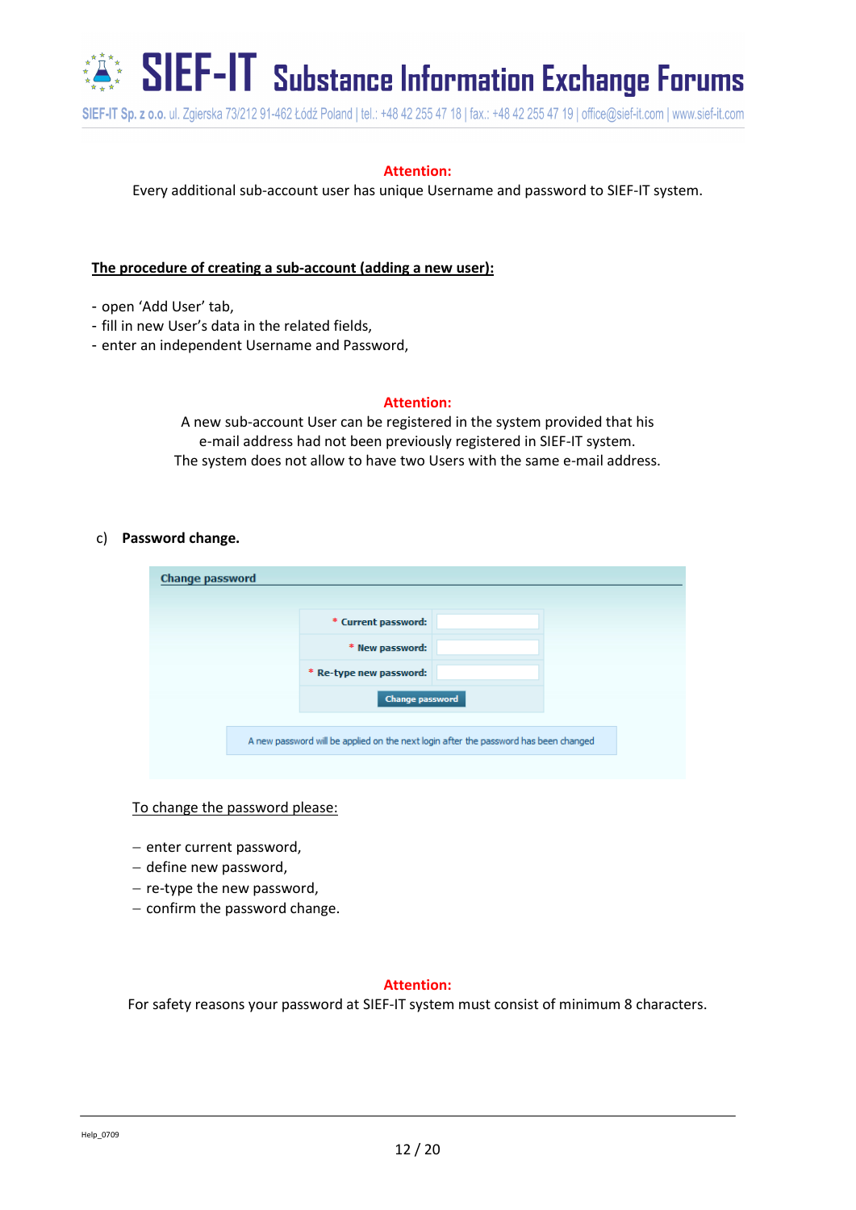**Attention:**

Every additional sub-account user has unique Username and password to SIEF-IT system.

**The procedure of creating a sub-account (adding a new user):**

- open 'Add User' tab,
- fill in new User's data in the related fields,
- enter an independent Username and Password,

**Attention:**

A new sub-account User can be registered in the system provided that his e-mail address had not been previously registered in SIEF-IT system. The system does not allow to have two Users with the same e-mail address.

c) **Password change.**

**Change password**

| | |
|---|---|
| * Current password: | |
| * New password: | |
| * Re-type new password: | |
| Change password | |

A new password will be applied on the next login after the password has been changed

To change the password please:

- enter current password,
- define new password,
- re-type the new password,
- confirm the password change.

**Attention:**

For safety reasons your password at SIEF-IT system must consist of minimum 8 characters.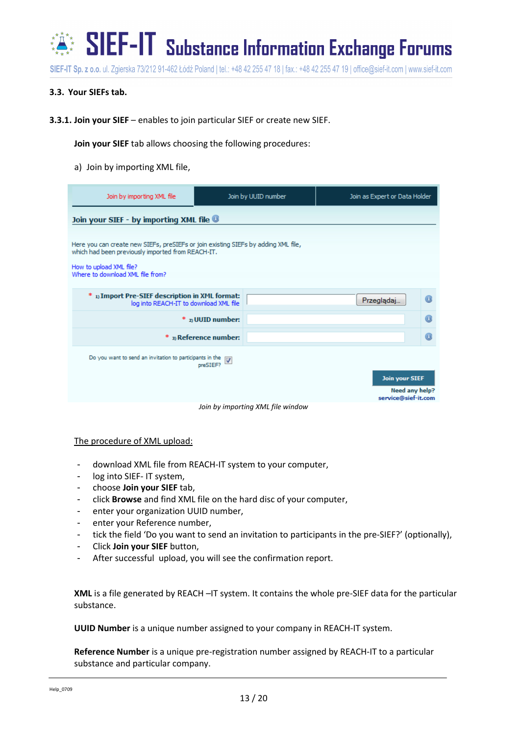### 3.3. Your SIEFs tab.

**3.3.1. Join your SIEF** – enables to join particular SIEF or create new SIEF.

**Join your SIEF** tab allows choosing the following procedures:

a) Join by importing XML file,

Join by importing XML file | Join by UUID number | Join as Expert or Data Holder

**Join your SIEF - by importing XML file**

Here you can create new SIEFs, preSIEFs or join existing SIEFs by adding XML file, which had been previously imported from REACH-IT.

How to upload XML file?
Where to download XML file from?

| | | |
|---|---|---|
| * 1) Import Pre-SIEF description in XML format: log into REACH-IT to download XML file | Przeglądaj... | i |
| * 2) UUID number: | | i |
| * 3) Reference number: | | i |

Do you want to send an invitation to participants in the preSIEF? ☑

Join your SIEF

Need any help?
service@sief-it.com

*Join by importing XML file window*

<u>The procedure of XML upload:</u>

- download XML file from REACH-IT system to your computer,
- log into SIEF- IT system,
- choose **Join your SIEF** tab,
- click **Browse** and find XML file on the hard disc of your computer,
- enter your organization UUID number,
- enter your Reference number,
- tick the field 'Do you want to send an invitation to participants in the pre-SIEF?' (optionally),
- Click **Join your SIEF** button,
- After successful upload, you will see the confirmation report.

**XML** is a file generated by REACH –IT system. It contains the whole pre-SIEF data for the particular substance.

**UUID Number** is a unique number assigned to your company in REACH-IT system.

**Reference Number** is a unique pre-registration number assigned by REACH-IT to a particular substance and particular company.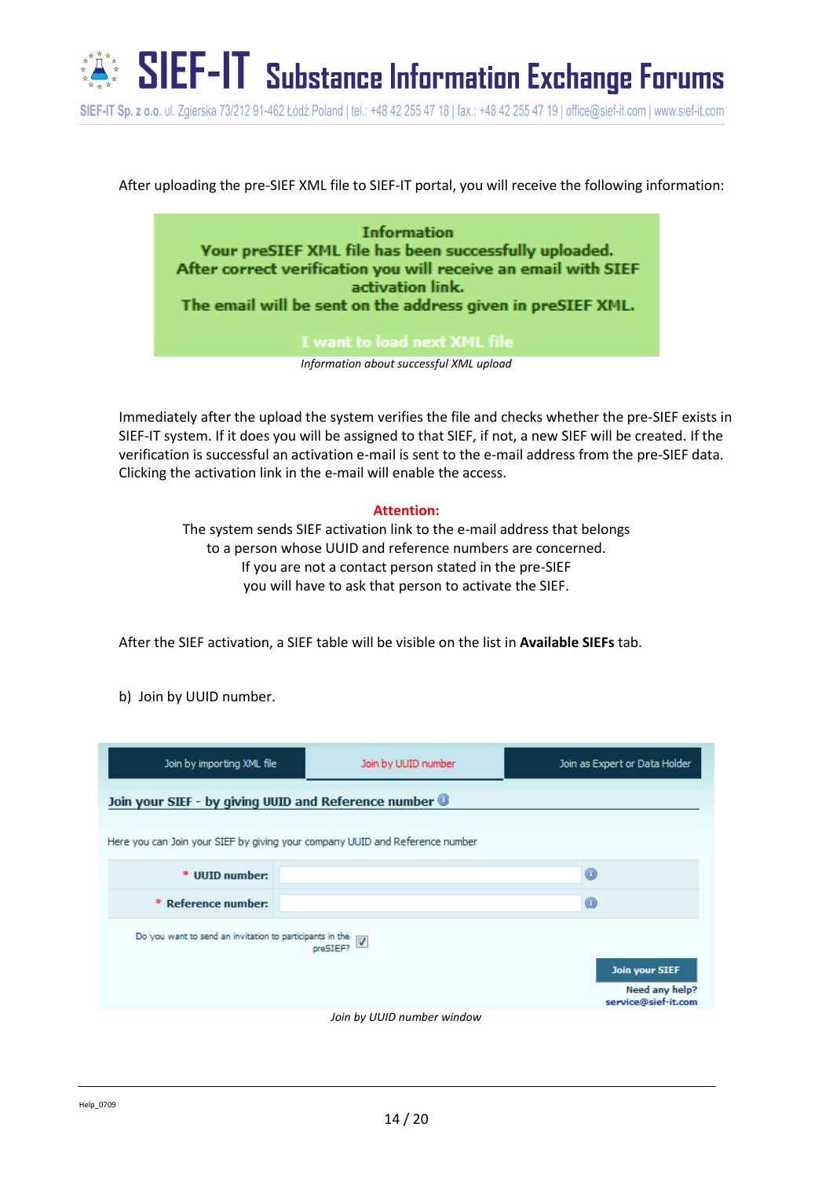After uploading the pre-SIEF XML file to SIEF-IT portal, you will receive the following information:

**Information**
**Your preSIEF XML file has been successfully uploaded.**
**After correct verification you will receive an email with SIEF activation link.**
**The email will be sent on the address given in preSIEF XML.**

**I want to load next XML file**

*Information about successful XML upload*

Immediately after the upload the system verifies the file and checks whether the pre-SIEF exists in SIEF-IT system. If it does you will be assigned to that SIEF, if not, a new SIEF will be created. If the verification is successful an activation e-mail is sent to the e-mail address from the pre-SIEF data. Clicking the activation link in the e-mail will enable the access.

**Attention:**

The system sends SIEF activation link to the e-mail address that belongs to a person whose UUID and reference numbers are concerned.
If you are not a contact person stated in the pre-SIEF you will have to ask that person to activate the SIEF.

After the SIEF activation, a SIEF table will be visible on the list in **Available SIEFs** tab.

b) Join by UUID number.

Join by importing XML file | Join by UUID number | Join as Expert or Data Holder

**Join your SIEF - by giving UUID and Reference number**

Here you can Join your SIEF by giving your company UUID and Reference number

\* **UUID number:**

\* **Reference number:**

Do you want to send an invitation to participants in the preSIEF? ☑

**Join your SIEF**

**Need any help?**
**service@sief-it.com**

*Join by UUID number window*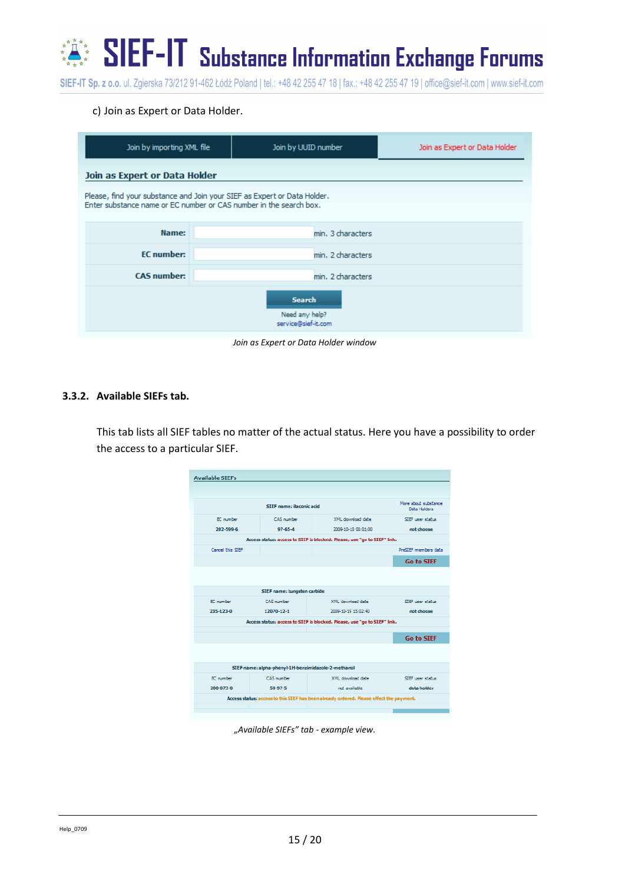c) Join as Expert or Data Holder.

| Join by importing XML file | Join by UUID number | Join as Expert or Data Holder |
|---|---|---|

**Join as Expert or Data Holder**

Please, find your substance and Join your SIEF as Expert or Data Holder.
Enter substance name or EC number or CAS number in the search box.

| | | |
|---|---|---|
| **Name:** | | min. 3 characters |
| **EC number:** | | min. 2 characters |
| **CAS number:** | | min. 2 characters |

Search

Need any help?
service@sief-it.com

*Join as Expert or Data Holder window*

### 3.3.2. Available SIEFs tab.

This tab lists all SIEF tables no matter of the actual status. Here you have a possibility to order the access to a particular SIEF.

**Available SIEFs**

| SIEF name: itaconic acid | | | More about substance Data Holders |
|---|---|---|---|
| EC number | CAS number | XML download date | SIEF user status |
| 202-599-6 | 97-65-4 | 2009-10-10 00:01:00 | not choose |
| Access status: access to SIEF is blocked. Please, use "go to SIEF" link. | | | |
| Cancel this SIEF | | | PreSIEF members data |
| | | | Go to SIEF |

| SIEF name: tungsten carbide | | | |
|---|---|---|---|
| EC number | CAS number | XML download date | SIEF user status |
| 235-123-0 | 12070-12-1 | 2009-10-19 15:02:40 | not choose |
| Access status: access to SIEF is blocked. Please, use "go to SIEF" link. | | | |
| | | | Go to SIEF |

| SIEF name: alpha-phenyl-1H-benzimidazole-2-methanol | | | |
|---|---|---|---|
| EC number | CAS number | XML download date | SIEF user status |
| 200-073-0 | 50-97-5 | not available | data holder |
| Access status: access to this SIEF has been already ordered. Please effect the payment. | | | |

*„Available SIEFs" tab - example view.*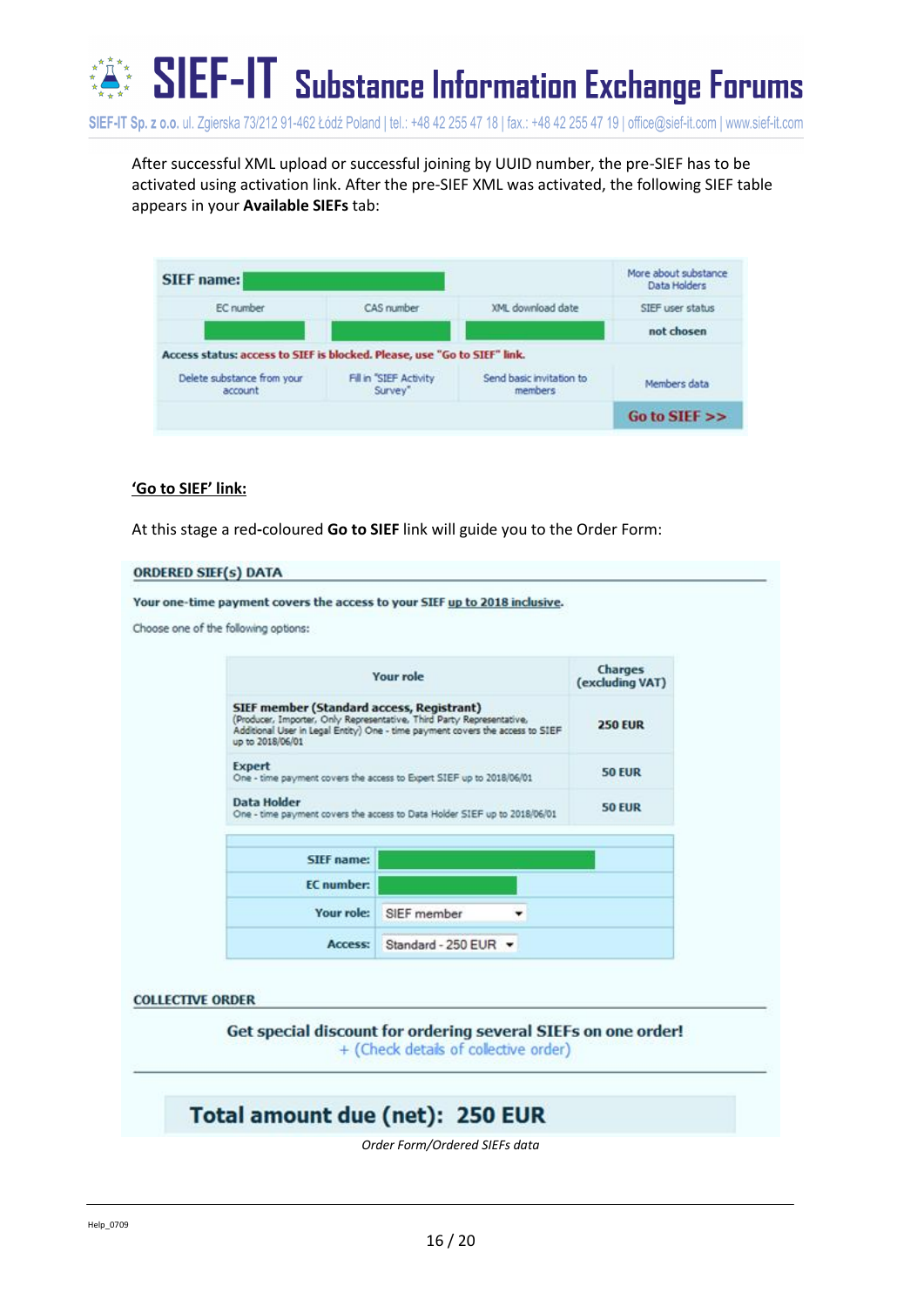After successful XML upload or successful joining by UUID number, the pre-SIEF has to be activated using activation link. After the pre-SIEF XML was activated, the following SIEF table appears in your **Available SIEFs** tab:

| SIEF name: | | | More about substance Data Holders |
|---|---|---|---|
| EC number | CAS number | XML download date | SIEF user status |
| | | | not chosen |
| Access status: access to SIEF is blocked. Please, use "Go to SIEF" link. | | | |
| Delete substance from your account | Fill in "SIEF Activity Survey" | Send basic invitation to members | Members data |
| | | | Go to SIEF >> |

**'Go to SIEF' link:**

At this stage a red-coloured **Go to SIEF** link will guide you to the Order Form:

**ORDERED SIEF(s) DATA**

**Your one-time payment covers the access to your SIEF up to 2018 inclusive.**

Choose one of the following options:

| Your role | Charges (excluding VAT) |
|---|---|
| **SIEF member (Standard access, Registrant)** (Producer, Importer, Only Representative, Third Party Representative, Additional User in Legal Entity) One - time payment covers the access to SIEF up to 2018/06/01 | 250 EUR |
| **Expert** One - time payment covers the access to Expert SIEF up to 2018/06/01 | 50 EUR |
| **Data Holder** One - time payment covers the access to Data Holder SIEF up to 2018/06/01 | 50 EUR |

| | |
|---|---|
| SIEF name: | |
| EC number: | |
| Your role: | SIEF member |
| Access: | Standard - 250 EUR |

**COLLECTIVE ORDER**

**Get special discount for ordering several SIEFs on one order!**
+ (Check details of collective order)

**Total amount due (net): 250 EUR**

*Order Form/Ordered SIEFs data*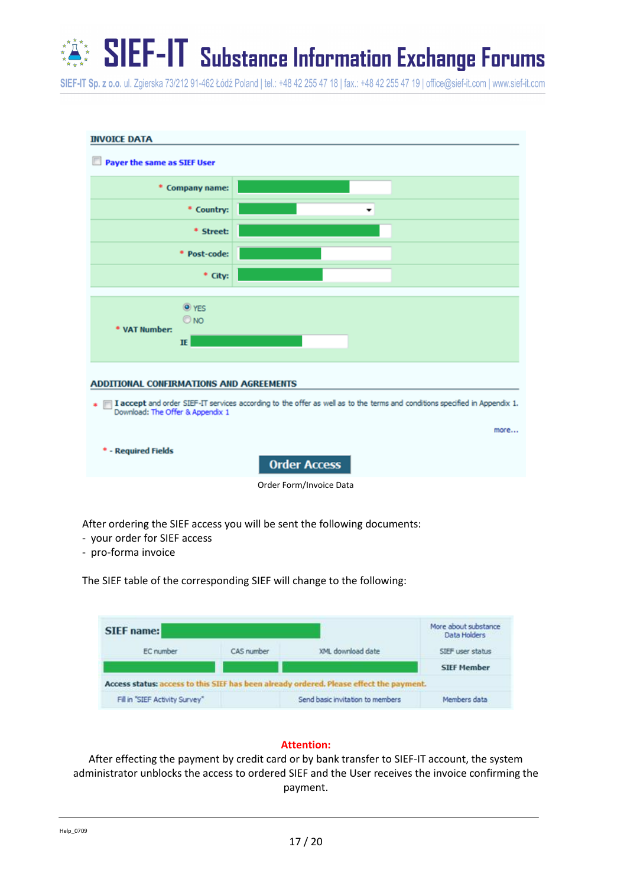**INVOICE DATA**

Payer the same as SIEF User

| | |
|---|---|
| * Company name: | |
| * Country: | |
| * Street: | |
| * Post-code: | |
| * City: | |
| * VAT Number: | YES / NO<br>IE |

**ADDITIONAL CONFIRMATIONS AND AGREEMENTS**

* **I accept** and order SIEF-IT services according to the offer as well as to the terms and conditions specified in Appendix 1. Download: The Offer & Appendix 1

more...

* - Required Fields

Order Access

Order Form/Invoice Data

After ordering the SIEF access you will be sent the following documents:

- your order for SIEF access
- pro-forma invoice

The SIEF table of the corresponding SIEF will change to the following:

| SIEF name: | | | More about substance Data Holders |
|---|---|---|---|
| EC number | CAS number | XML download date | SIEF user status |
| | | | SIEF Member |
| **Access status:** access to this SIEF has been already ordered. Please effect the payment. | | | |
| Fill in "SIEF Activity Survey" | | Send basic invitation to members | Members data |

**Attention:**

After effecting the payment by credit card or by bank transfer to SIEF-IT account, the system administrator unblocks the access to ordered SIEF and the User receives the invoice confirming the payment.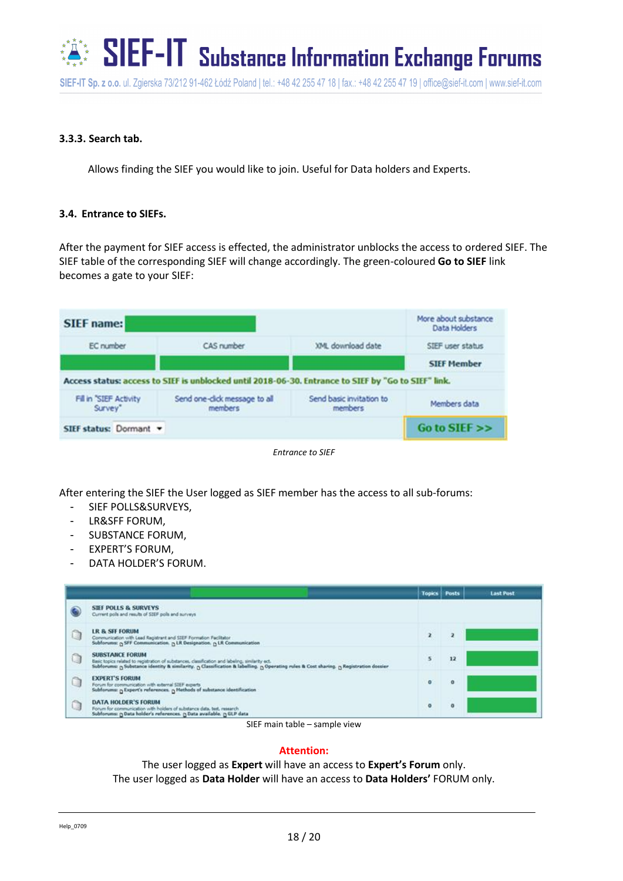### 3.3.3. Search tab.

Allows finding the SIEF you would like to join. Useful for Data holders and Experts.

### 3.4. Entrance to SIEFs.

After the payment for SIEF access is effected, the administrator unblocks the access to ordered SIEF. The SIEF table of the corresponding SIEF will change accordingly. The green-coloured **Go to SIEF** link becomes a gate to your SIEF:

| **SIEF name:** | | | More about substance Data Holders |
|---|---|---|---|
| EC number | CAS number | XML download date | SIEF user status |
| | | | **SIEF Member** |
| **Access status:** access to SIEF is unblocked until 2018-06-30. Entrance to SIEF by "Go to SIEF" link. | | | |
| Fill in "SIEF Activity Survey" | Send one-click message to all members | Send basic invitation to members | Members data |
| **SIEF status:** Dormant | | | **Go to SIEF >>** |

*Entrance to SIEF*

After entering the SIEF the User logged as SIEF member has the access to all sub-forums:

- SIEF POLLS&SURVEYS,
- LR&SFF FORUM,
- SUBSTANCE FORUM,
- EXPERT'S FORUM,
- DATA HOLDER'S FORUM.

| Forum | Topics | Posts | Last Post |
|---|---|---|---|
| **SIEF POLLS & SURVEYS**<br>Current polls and results of SIEF polls and surveys | | | |
| **LR & SFF FORUM**<br>Communication with Lead Registrant and SIEF Formation Facilitator<br>Subforums: SFF Communication, LR Designation, LR Communication | 2 | 2 | |
| **SUBSTANCE FORUM**<br>Basic topics related to registration of substances, classification and labeling, similarity ect.<br>Subforums: Substance identity & similarity, Classification & labelling, Operating rules & Cost sharing, Registration dossier | 5 | 12 | |
| **EXPERT'S FORUM**<br>Forum for communication with external SIEF experts<br>Subforums: Expert's references, Methods of substance identification | 0 | 0 | |
| **DATA HOLDER'S FORUM**<br>Forum for communication with holders of substance data, test, research<br>Subforums: Data holder's references, Data available, GLP data | 0 | 0 | |

SIEF main table – sample view

**Attention:**

The user logged as **Expert** will have an access to **Expert's Forum** only.
The user logged as **Data Holder** will have an access to **Data Holders'** FORUM only.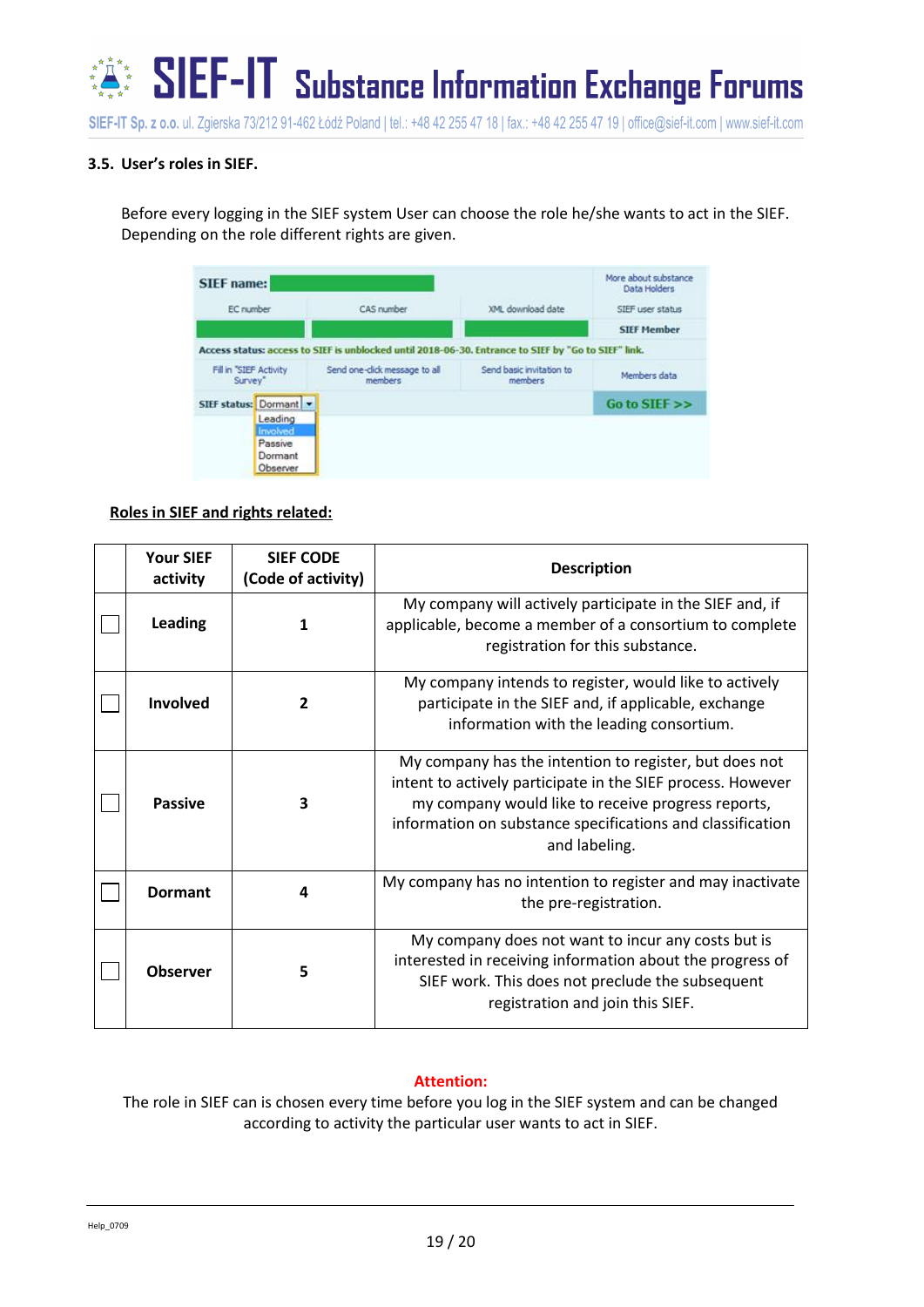### 3.5. User's roles in SIEF.

Before every logging in the SIEF system User can choose the role he/she wants to act in the SIEF. Depending on the role different rights are given.

**Roles in SIEF and rights related:**

| | Your SIEF activity | SIEF CODE (Code of activity) | Description |
|---|---|---|---|
| ☐ | **Leading** | **1** | My company will actively participate in the SIEF and, if applicable, become a member of a consortium to complete registration for this substance. |
| ☐ | **Involved** | **2** | My company intends to register, would like to actively participate in the SIEF and, if applicable, exchange information with the leading consortium. |
| ☐ | **Passive** | **3** | My company has the intention to register, but does not intent to actively participate in the SIEF process. However my company would like to receive progress reports, information on substance specifications and classification and labeling. |
| ☐ | **Dormant** | **4** | My company has no intention to register and may inactivate the pre-registration. |
| ☐ | **Observer** | **5** | My company does not want to incur any costs but is interested in receiving information about the progress of SIEF work. This does not preclude the subsequent registration and join this SIEF. |

**Attention:**

The role in SIEF can is chosen every time before you log in the SIEF system and can be changed according to activity the particular user wants to act in SIEF.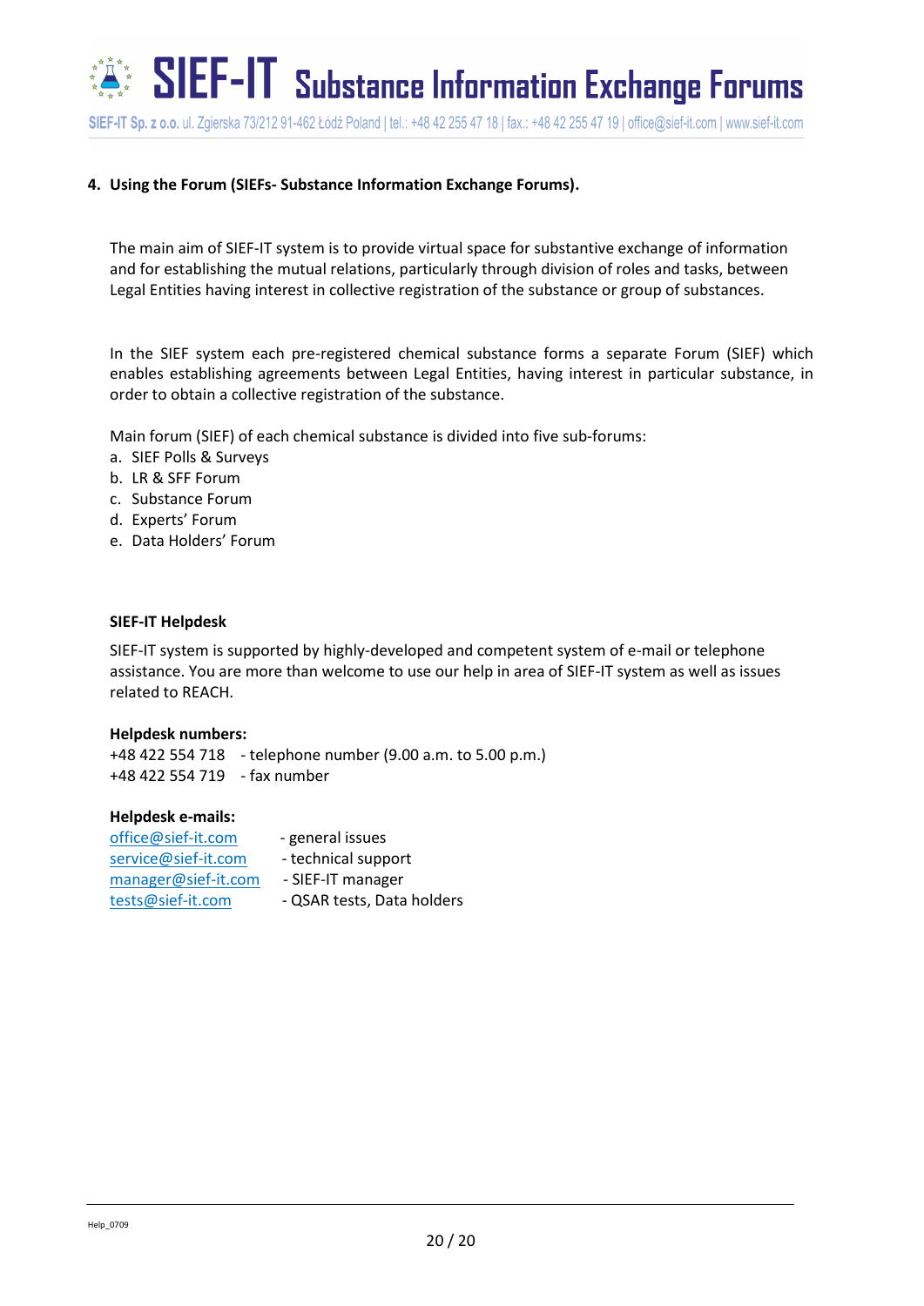## 4. Using the Forum (SIEFs- Substance Information Exchange Forums).

The main aim of SIEF-IT system is to provide virtual space for substantive exchange of information and for establishing the mutual relations, particularly through division of roles and tasks, between Legal Entities having interest in collective registration of the substance or group of substances.

In the SIEF system each pre-registered chemical substance forms a separate Forum (SIEF) which enables establishing agreements between Legal Entities, having interest in particular substance, in order to obtain a collective registration of the substance.

Main forum (SIEF) of each chemical substance is divided into five sub-forums:

a. SIEF Polls & Surveys
b. LR & SFF Forum
c. Substance Forum
d. Experts' Forum
e. Data Holders' Forum

**SIEF-IT Helpdesk**

SIEF-IT system is supported by highly-developed and competent system of e-mail or telephone assistance. You are more than welcome to use our help in area of SIEF-IT system as well as issues related to REACH.

**Helpdesk numbers:**

+48 422 554 718 - telephone number (9.00 a.m. to 5.00 p.m.)
+48 422 554 719 - fax number

**Helpdesk e-mails:**

office@sief-it.com - general issues
service@sief-it.com - technical support
manager@sief-it.com - SIEF-IT manager
tests@sief-it.com - QSAR tests, Data holders

Help_0709